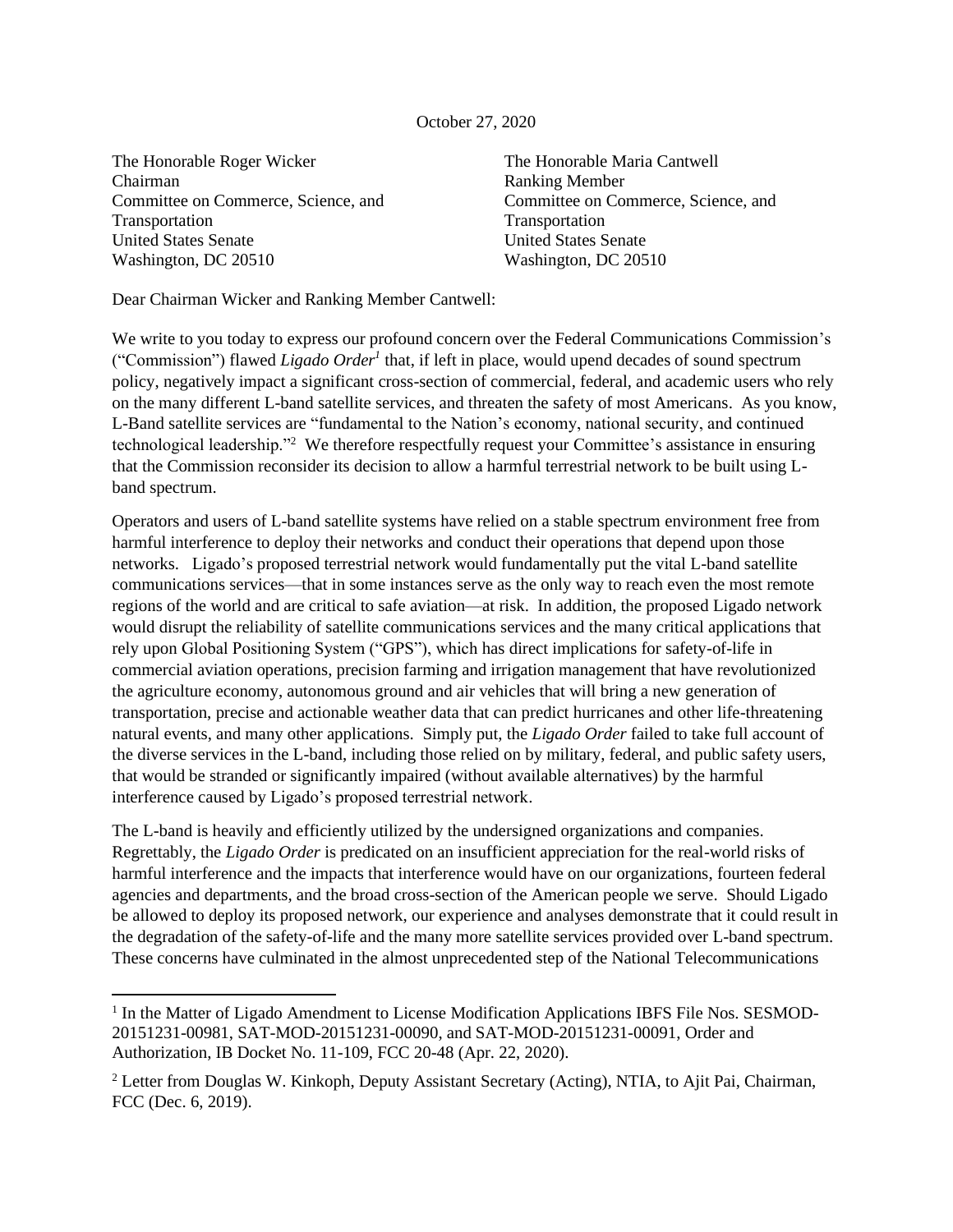October 27, 2020

The Honorable Roger Wicker
Chairman
Committee on Commerce, Science, and Transportation
United States Senate
Washington, DC 20510

The Honorable Maria Cantwell
Ranking Member
Committee on Commerce, Science, and Transportation
United States Senate
Washington, DC 20510

Dear Chairman Wicker and Ranking Member Cantwell:

We write to you today to express our profound concern over the Federal Communications Commission's ("Commission") flawed *Ligado Order*[1] that, if left in place, would upend decades of sound spectrum policy, negatively impact a significant cross-section of commercial, federal, and academic users who rely on the many different L-band satellite services, and threaten the safety of most Americans. As you know, L-Band satellite services are "fundamental to the Nation's economy, national security, and continued technological leadership."[2] We therefore respectfully request your Committee's assistance in ensuring that the Commission reconsider its decision to allow a harmful terrestrial network to be built using L-band spectrum.

Operators and users of L-band satellite systems have relied on a stable spectrum environment free from harmful interference to deploy their networks and conduct their operations that depend upon those networks. Ligado's proposed terrestrial network would fundamentally put the vital L-band satellite communications services—that in some instances serve as the only way to reach even the most remote regions of the world and are critical to safe aviation—at risk. In addition, the proposed Ligado network would disrupt the reliability of satellite communications services and the many critical applications that rely upon Global Positioning System ("GPS"), which has direct implications for safety-of-life in commercial aviation operations, precision farming and irrigation management that have revolutionized the agriculture economy, autonomous ground and air vehicles that will bring a new generation of transportation, precise and actionable weather data that can predict hurricanes and other life-threatening natural events, and many other applications. Simply put, the *Ligado Order* failed to take full account of the diverse services in the L-band, including those relied on by military, federal, and public safety users, that would be stranded or significantly impaired (without available alternatives) by the harmful interference caused by Ligado's proposed terrestrial network.

The L-band is heavily and efficiently utilized by the undersigned organizations and companies. Regrettably, the *Ligado Order* is predicated on an insufficient appreciation for the real-world risks of harmful interference and the impacts that interference would have on our organizations, fourteen federal agencies and departments, and the broad cross-section of the American people we serve. Should Ligado be allowed to deploy its proposed network, our experience and analyses demonstrate that it could result in the degradation of the safety-of-life and the many more satellite services provided over L-band spectrum. These concerns have culminated in the almost unprecedented step of the National Telecommunications

[1] In the Matter of Ligado Amendment to License Modification Applications IBFS File Nos. SESMOD-20151231-00981, SAT-MOD-20151231-00090, and SAT-MOD-20151231-00091, Order and Authorization, IB Docket No. 11-109, FCC 20-48 (Apr. 22, 2020).

[2] Letter from Douglas W. Kinkoph, Deputy Assistant Secretary (Acting), NTIA, to Ajit Pai, Chairman, FCC (Dec. 6, 2019).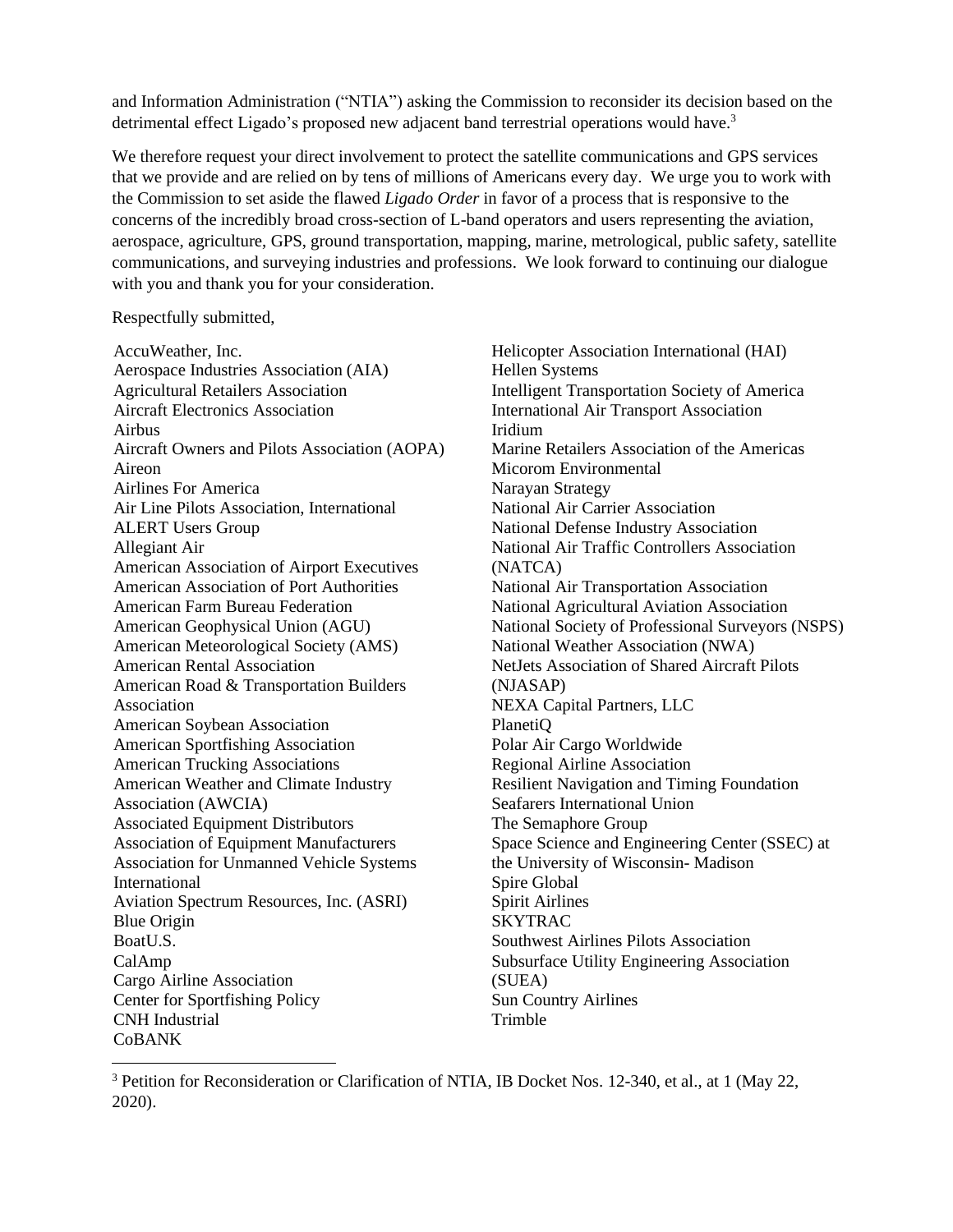and Information Administration ("NTIA") asking the Commission to reconsider its decision based on the detrimental effect Ligado's proposed new adjacent band terrestrial operations would have.[3]

We therefore request your direct involvement to protect the satellite communications and GPS services that we provide and are relied on by tens of millions of Americans every day. We urge you to work with the Commission to set aside the flawed *Ligado Order* in favor of a process that is responsive to the concerns of the incredibly broad cross-section of L-band operators and users representing the aviation, aerospace, agriculture, GPS, ground transportation, mapping, marine, metrological, public safety, satellite communications, and surveying industries and professions. We look forward to continuing our dialogue with you and thank you for your consideration.

Respectfully submitted,

AccuWeather, Inc.
Aerospace Industries Association (AIA)
Agricultural Retailers Association
Aircraft Electronics Association
Airbus
Aircraft Owners and Pilots Association (AOPA)
Aireon
Airlines For America
Air Line Pilots Association, International
ALERT Users Group
Allegiant Air
American Association of Airport Executives
American Association of Port Authorities
American Farm Bureau Federation
American Geophysical Union (AGU)
American Meteorological Society (AMS)
American Rental Association
American Road & Transportation Builders Association
American Soybean Association
American Sportfishing Association
American Trucking Associations
American Weather and Climate Industry Association (AWCIA)
Associated Equipment Distributors
Association of Equipment Manufacturers
Association for Unmanned Vehicle Systems International
Aviation Spectrum Resources, Inc. (ASRI)
Blue Origin
BoatU.S.
CalAmp
Cargo Airline Association
Center for Sportfishing Policy
CNH Industrial
CoBANK
Helicopter Association International (HAI)
Hellen Systems
Intelligent Transportation Society of America
International Air Transport Association
Iridium
Marine Retailers Association of the Americas
Micorom Environmental
Narayan Strategy
National Air Carrier Association
National Defense Industry Association
National Air Traffic Controllers Association (NATCA)
National Air Transportation Association
National Agricultural Aviation Association
National Society of Professional Surveyors (NSPS)
National Weather Association (NWA)
NetJets Association of Shared Aircraft Pilots (NJASAP)
NEXA Capital Partners, LLC
PlanetiQ
Polar Air Cargo Worldwide
Regional Airline Association
Resilient Navigation and Timing Foundation
Seafarers International Union
The Semaphore Group
Space Science and Engineering Center (SSEC) at the University of Wisconsin- Madison
Spire Global
Spirit Airlines
SKYTRAC
Southwest Airlines Pilots Association
Subsurface Utility Engineering Association (SUEA)
Sun Country Airlines
Trimble

---

[3] Petition for Reconsideration or Clarification of NTIA, IB Docket Nos. 12-340, et al., at 1 (May 22, 2020).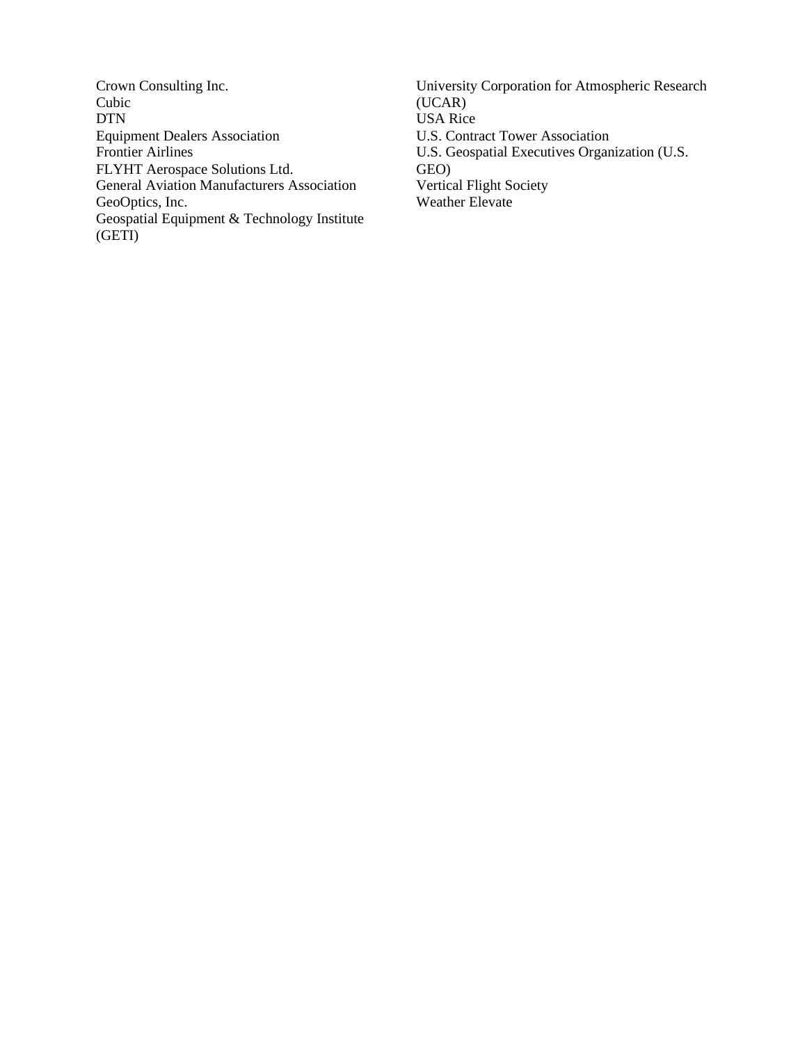Crown Consulting Inc.
Cubic
DTN
Equipment Dealers Association
Frontier Airlines
FLYHT Aerospace Solutions Ltd.
General Aviation Manufacturers Association
GeoOptics, Inc.
Geospatial Equipment & Technology Institute (GETI)
University Corporation for Atmospheric Research (UCAR)
USA Rice
U.S. Contract Tower Association
U.S. Geospatial Executives Organization (U.S. GEO)
Vertical Flight Society
Weather Elevate